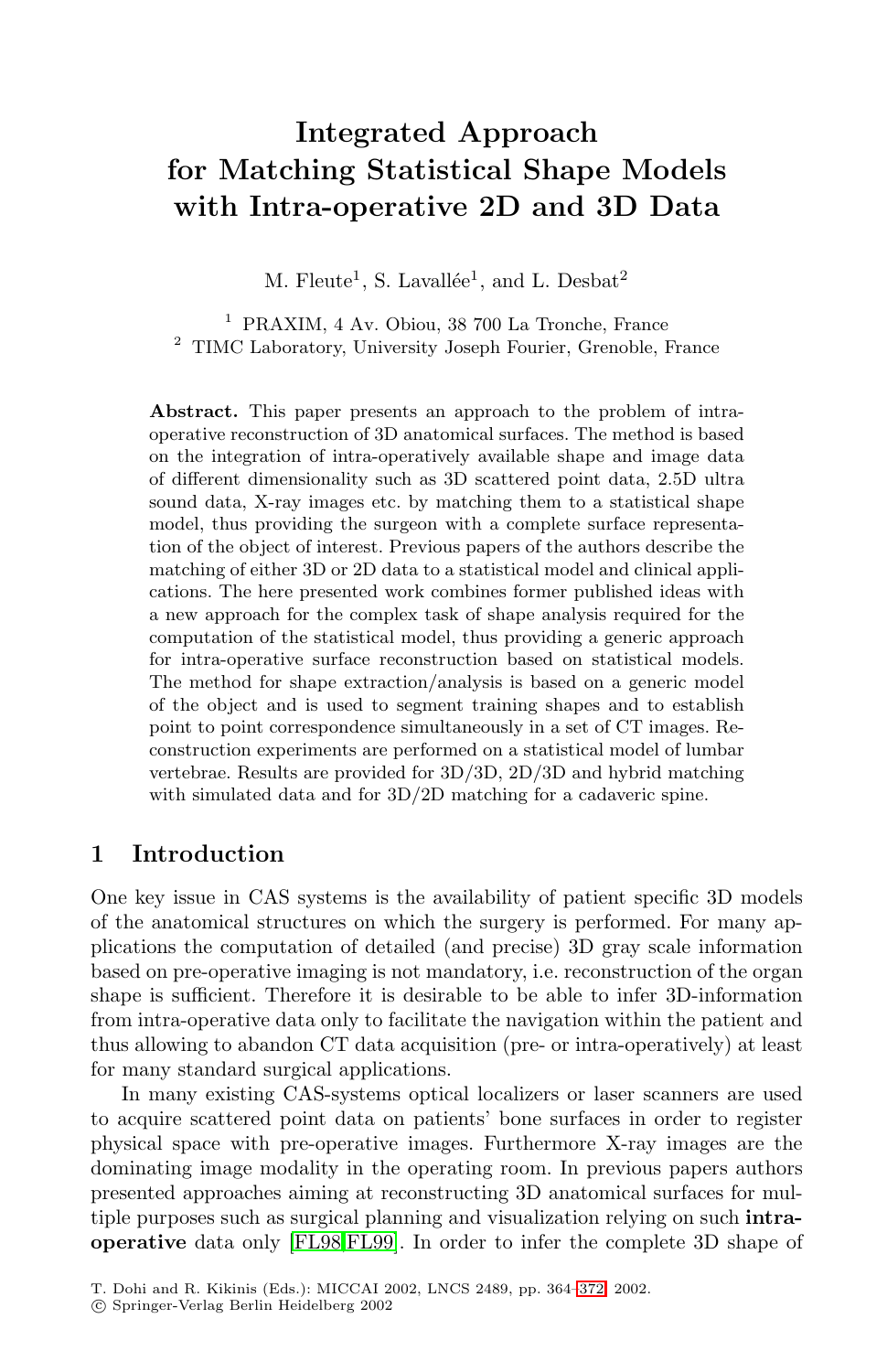# Integrated Approach for Matching Statistical Shape Models with Intra-operative 2D and 3D Data

M. Fleute[1], S. Lavallée[1], and L. Desbat[2]

[1] PRAXIM, 4 Av. Obiou, 38 700 La Tronche, France
[2] TIMC Laboratory, University Joseph Fourier, Grenoble, France

**Abstract.** This paper presents an approach to the problem of intra-operative reconstruction of 3D anatomical surfaces. The method is based on the integration of intra-operatively available shape and image data of different dimensionality such as 3D scattered point data, 2.5D ultra sound data, X-ray images etc. by matching them to a statistical shape model, thus providing the surgeon with a complete surface representation of the object of interest. Previous papers of the authors describe the matching of either 3D or 2D data to a statistical model and clinical applications. The here presented work combines former published ideas with a new approach for the complex task of shape analysis required for the computation of the statistical model, thus providing a generic approach for intra-operative surface reconstruction based on statistical models. The method for shape extraction/analysis is based on a generic model of the object and is used to segment training shapes and to establish point to point correspondence simultaneously in a set of CT images. Reconstruction experiments are performed on a statistical model of lumbar vertebrae. Results are provided for 3D/3D, 2D/3D and hybrid matching with simulated data and for 3D/2D matching for a cadaveric spine.

## 1 Introduction

One key issue in CAS systems is the availability of patient specific 3D models of the anatomical structures on which the surgery is performed. For many applications the computation of detailed (and precise) 3D gray scale information based on pre-operative imaging is not mandatory, i.e. reconstruction of the organ shape is sufficient. Therefore it is desirable to be able to infer 3D-information from intra-operative data only to facilitate the navigation within the patient and thus allowing to abandon CT data acquisition (pre- or intra-operatively) at least for many standard surgical applications.

In many existing CAS-systems optical localizers or laser scanners are used to acquire scattered point data on patients' bone surfaces in order to register physical space with pre-operative images. Furthermore X-ray images are the dominating image modality in the operating room. In previous papers authors presented approaches aiming at reconstructing 3D anatomical surfaces for multiple purposes such as surgical planning and visualization relying on such **intra-operative** data only [FL98,FL99]. In order to infer the complete 3D shape of

T. Dohi and R. Kikinis (Eds.): MICCAI 2002, LNCS 2489, pp. 364–372, 2002.
© Springer-Verlag Berlin Heidelberg 2002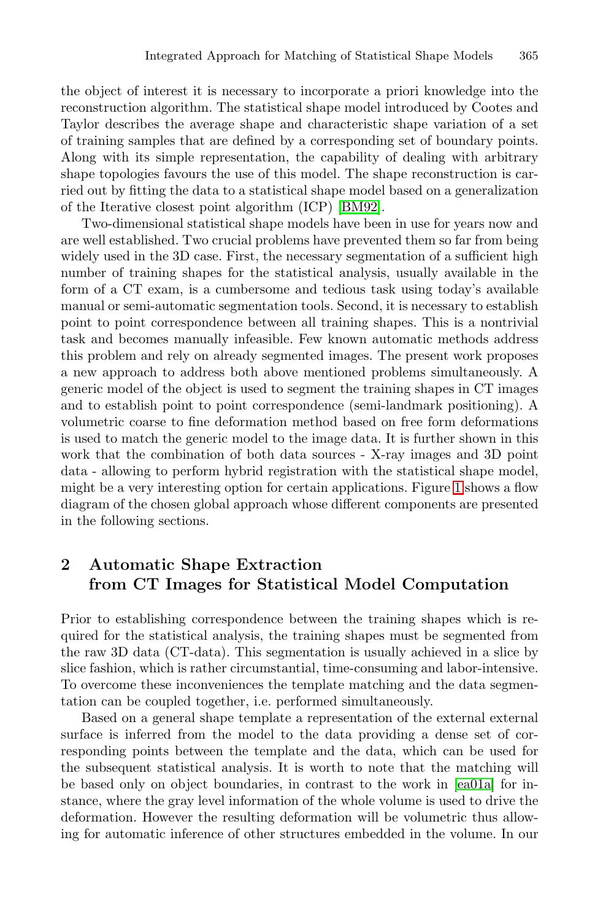the object of interest it is necessary to incorporate a priori knowledge into the reconstruction algorithm. The statistical shape model introduced by Cootes and Taylor describes the average shape and characteristic shape variation of a set of training samples that are defined by a corresponding set of boundary points. Along with its simple representation, the capability of dealing with arbitrary shape topologies favours the use of this model. The shape reconstruction is carried out by fitting the data to a statistical shape model based on a generalization of the Iterative closest point algorithm (ICP) [BM92].

Two-dimensional statistical shape models have been in use for years now and are well established. Two crucial problems have prevented them so far from being widely used in the 3D case. First, the necessary segmentation of a sufficient high number of training shapes for the statistical analysis, usually available in the form of a CT exam, is a cumbersome and tedious task using today's available manual or semi-automatic segmentation tools. Second, it is necessary to establish point to point correspondence between all training shapes. This is a nontrivial task and becomes manually infeasible. Few known automatic methods address this problem and rely on already segmented images. The present work proposes a new approach to address both above mentioned problems simultaneously. A generic model of the object is used to segment the training shapes in CT images and to establish point to point correspondence (semi-landmark positioning). A volumetric coarse to fine deformation method based on free form deformations is used to match the generic model to the image data. It is further shown in this work that the combination of both data sources - X-ray images and 3D point data - allowing to perform hybrid registration with the statistical shape model, might be a very interesting option for certain applications. Figure 1 shows a flow diagram of the chosen global approach whose different components are presented in the following sections.

## 2 Automatic Shape Extraction from CT Images for Statistical Model Computation

Prior to establishing correspondence between the training shapes which is required for the statistical analysis, the training shapes must be segmented from the raw 3D data (CT-data). This segmentation is usually achieved in a slice by slice fashion, which is rather circumstantial, time-consuming and labor-intensive. To overcome these inconveniences the template matching and the data segmentation can be coupled together, i.e. performed simultaneously.

Based on a general shape template a representation of the external external surface is inferred from the model to the data providing a dense set of corresponding points between the template and the data, which can be used for the subsequent statistical analysis. It is worth to note that the matching will be based only on object boundaries, in contrast to the work in [ea01a] for instance, where the gray level information of the whole volume is used to drive the deformation. However the resulting deformation will be volumetric thus allowing for automatic inference of other structures embedded in the volume. In our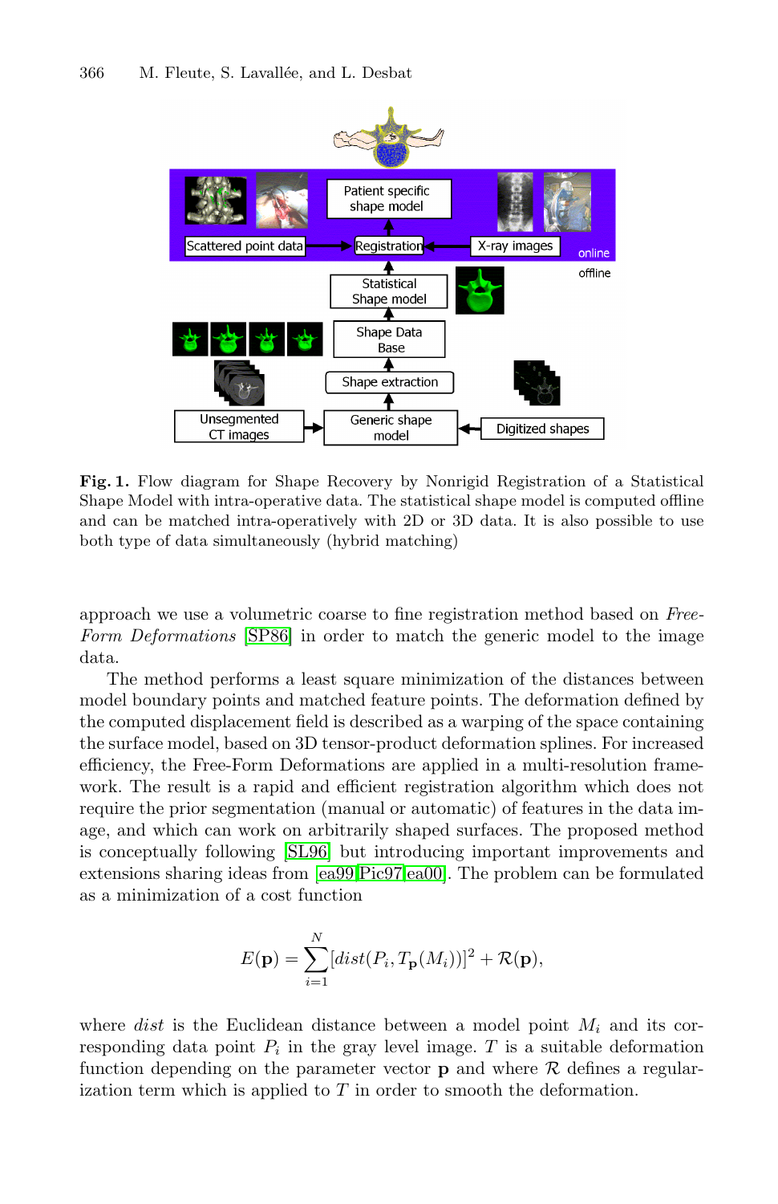**Fig. 1.** Flow diagram for Shape Recovery by Nonrigid Registration of a Statistical Shape Model with intra-operative data. The statistical shape model is computed offline and can be matched intra-operatively with 2D or 3D data. It is also possible to use both type of data simultaneously (hybrid matching)

approach we use a volumetric coarse to fine registration method based on *Free-Form Deformations* [SP86] in order to match the generic model to the image data.

The method performs a least square minimization of the distances between model boundary points and matched feature points. The deformation defined by the computed displacement field is described as a warping of the space containing the surface model, based on 3D tensor-product deformation splines. For increased efficiency, the Free-Form Deformations are applied in a multi-resolution framework. The result is a rapid and efficient registration algorithm which does not require the prior segmentation (manual or automatic) of features in the data image, and which can work on arbitrarily shaped surfaces. The proposed method is conceptually following [SL96] but introducing important improvements and extensions sharing ideas from [ea99,Pic97,ea00]. The problem can be formulated as a minimization of a cost function

$$E(\mathbf{p}) = \sum_{i=1}^{N} [dist(P_i, T_{\mathbf{p}}(M_i))]^2 + \mathcal{R}(\mathbf{p}),$$

where $dist$ is the Euclidean distance between a model point $M_i$ and its corresponding data point $P_i$ in the gray level image. $T$ is a suitable deformation function depending on the parameter vector $\mathbf{p}$ and where $\mathcal{R}$ defines a regularization term which is applied to $T$ in order to smooth the deformation.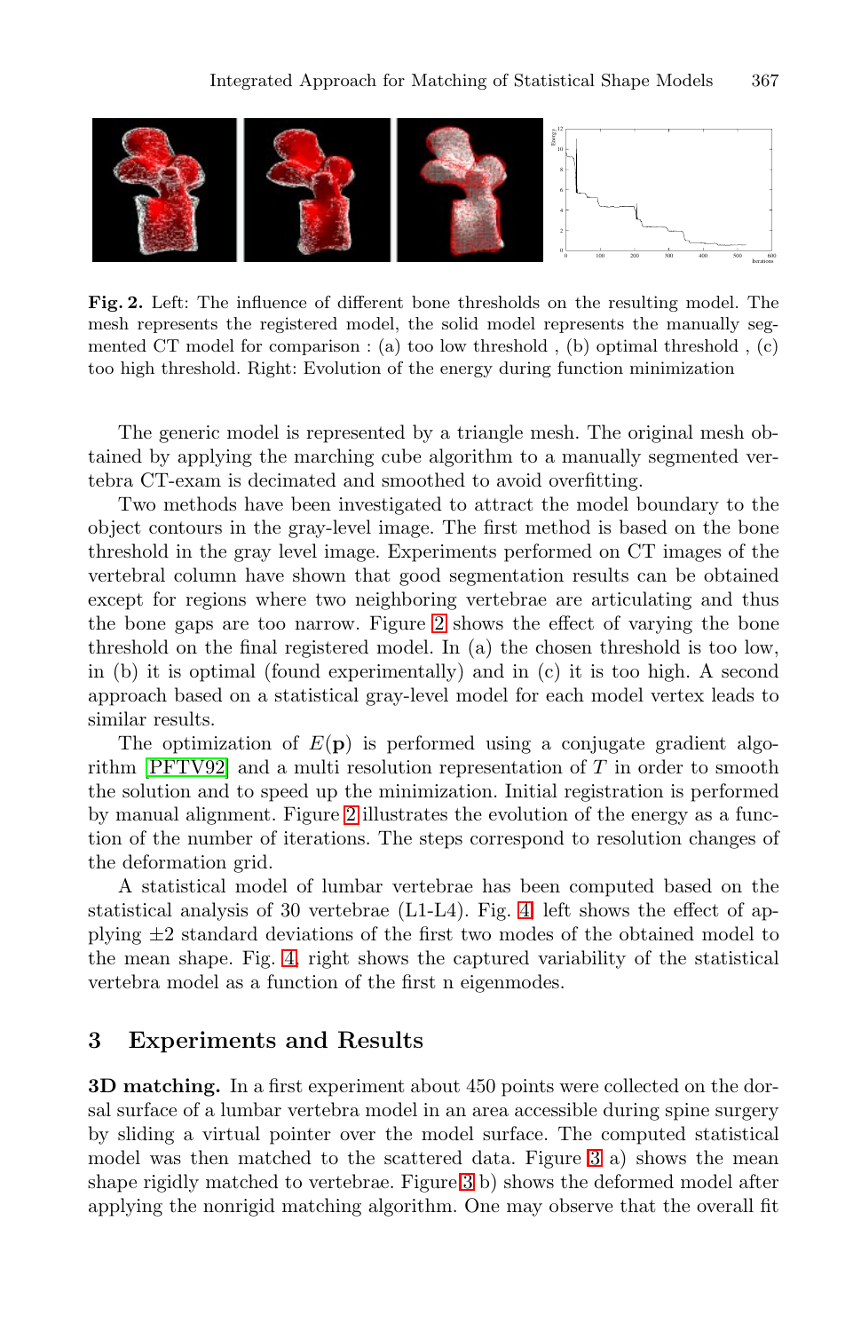Energy

0 2 4 6 8 10 12

0 100 200 300 400 500 600

Iterations

**Fig. 2.** Left: The influence of different bone thresholds on the resulting model. The mesh represents the registered model, the solid model represents the manually segmented CT model for comparison : (a) too low threshold , (b) optimal threshold , (c) too high threshold. Right: Evolution of the energy during function minimization

The generic model is represented by a triangle mesh. The original mesh obtained by applying the marching cube algorithm to a manually segmented vertebra CT-exam is decimated and smoothed to avoid overfitting.

Two methods have been investigated to attract the model boundary to the object contours in the gray-level image. The first method is based on the bone threshold in the gray level image. Experiments performed on CT images of the vertebral column have shown that good segmentation results can be obtained except for regions where two neighboring vertebrae are articulating and thus the bone gaps are too narrow. Figure 2 shows the effect of varying the bone threshold on the final registered model. In (a) the chosen threshold is too low, in (b) it is optimal (found experimentally) and in (c) it is too high. A second approach based on a statistical gray-level model for each model vertex leads to similar results.

The optimization of $E(\mathbf{p})$ is performed using a conjugate gradient algorithm [PFTV92] and a multi resolution representation of $T$ in order to smooth the solution and to speed up the minimization. Initial registration is performed by manual alignment. Figure 2 illustrates the evolution of the energy as a function of the number of iterations. The steps correspond to resolution changes of the deformation grid.

A statistical model of lumbar vertebrae has been computed based on the statistical analysis of 30 vertebrae (L1-L4). Fig. 4 left shows the effect of applying $\pm 2$ standard deviations of the first two modes of the obtained model to the mean shape. Fig. 4 right shows the captured variability of the statistical vertebra model as a function of the first n eigenmodes.

## 3 Experiments and Results

**3D matching.** In a first experiment about 450 points were collected on the dorsal surface of a lumbar vertebra model in an area accessible during spine surgery by sliding a virtual pointer over the model surface. The computed statistical model was then matched to the scattered data. Figure 3 a) shows the mean shape rigidly matched to vertebrae. Figure 3 b) shows the deformed model after applying the nonrigid matching algorithm. One may observe that the overall fit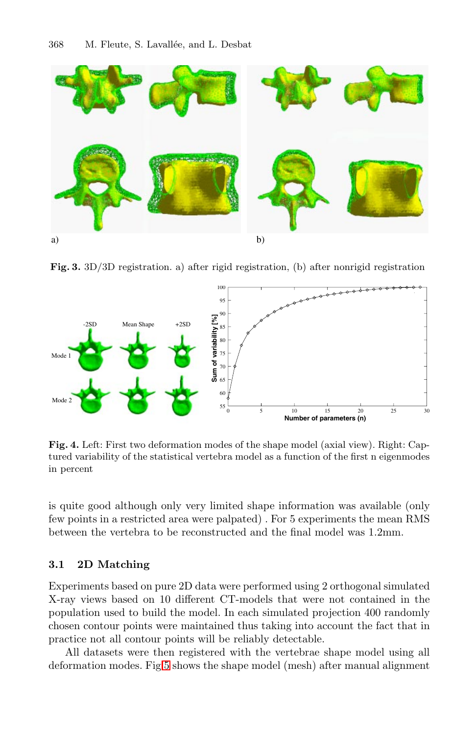**Fig. 3.** 3D/3D registration. a) after rigid registration, (b) after nonrigid registration

**Fig. 4.** Left: First two deformation modes of the shape model (axial view). Right: Captured variability of the statistical vertebra model as a function of the first n eigenmodes in percent

is quite good although only very limited shape information was available (only few points in a restricted area were palpated) . For 5 experiments the mean RMS between the vertebra to be reconstructed and the final model was 1.2mm.

### 3.1 2D Matching

Experiments based on pure 2D data were performed using 2 orthogonal simulated X-ray views based on 10 different CT-models that were not contained in the population used to build the model. In each simulated projection 400 randomly chosen contour points were maintained thus taking into account the fact that in practice not all contour points will be reliably detectable.

All datasets were then registered with the vertebrae shape model using all deformation modes. Fig 5 shows the shape model (mesh) after manual alignment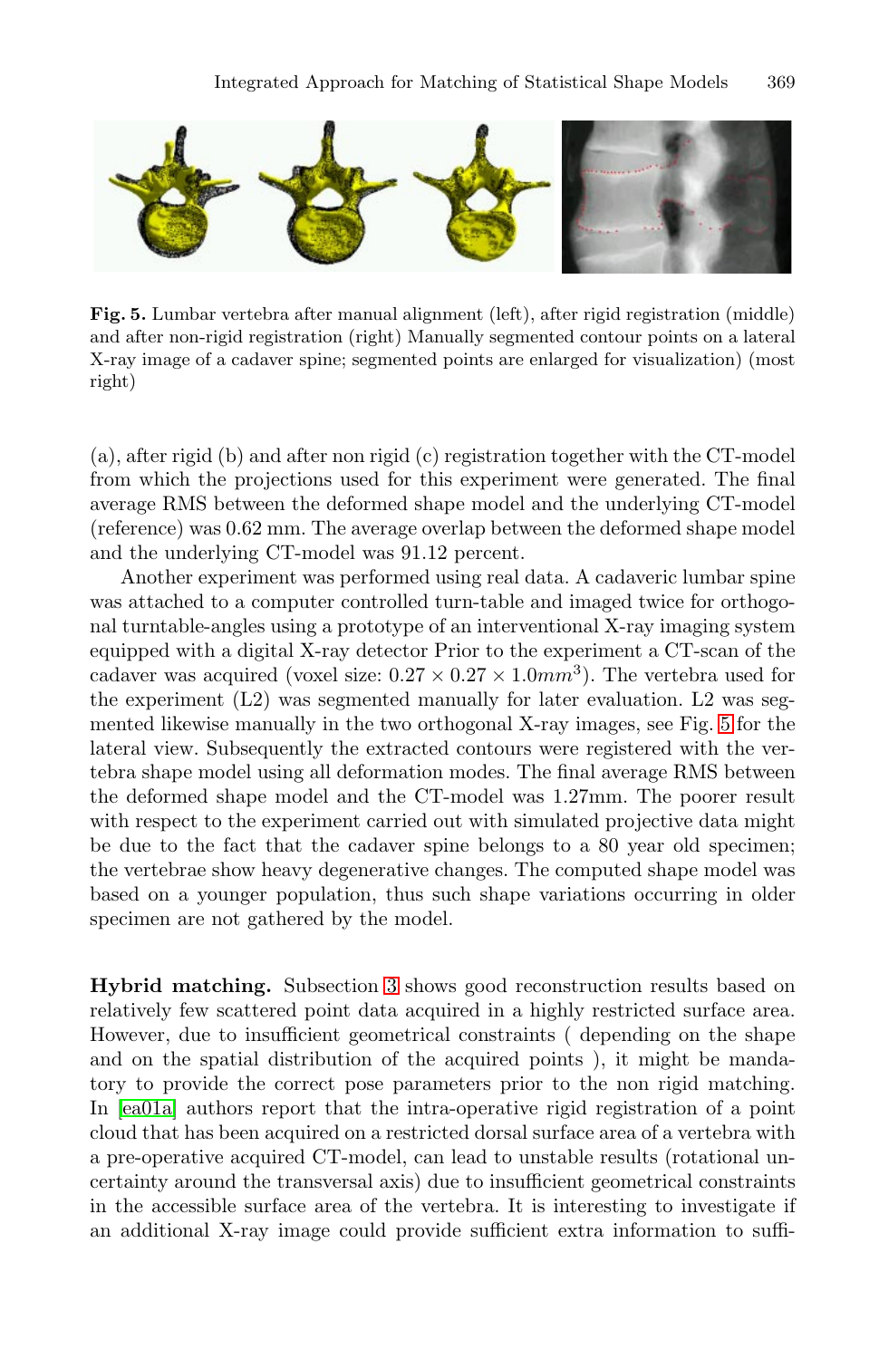**Fig. 5.** Lumbar vertebra after manual alignment (left), after rigid registration (middle) and after non-rigid registration (right) Manually segmented contour points on a lateral X-ray image of a cadaver spine; segmented points are enlarged for visualization) (most right)

(a), after rigid (b) and after non rigid (c) registration together with the CT-model from which the projections used for this experiment were generated. The final average RMS between the deformed shape model and the underlying CT-model (reference) was 0.62 mm. The average overlap between the deformed shape model and the underlying CT-model was 91.12 percent.

Another experiment was performed using real data. A cadaveric lumbar spine was attached to a computer controlled turn-table and imaged twice for orthogonal turntable-angles using a prototype of an interventional X-ray imaging system equipped with a digital X-ray detector Prior to the experiment a CT-scan of the cadaver was acquired (voxel size: $0.27 \times 0.27 \times 1.0mm^3$). The vertebra used for the experiment (L2) was segmented manually for later evaluation. L2 was segmented likewise manually in the two orthogonal X-ray images, see Fig. 5 for the lateral view. Subsequently the extracted contours were registered with the vertebra shape model using all deformation modes. The final average RMS between the deformed shape model and the CT-model was 1.27mm. The poorer result with respect to the experiment carried out with simulated projective data might be due to the fact that the cadaver spine belongs to a 80 year old specimen; the vertebrae show heavy degenerative changes. The computed shape model was based on a younger population, thus such shape variations occurring in older specimen are not gathered by the model.

**Hybrid matching.** Subsection 3 shows good reconstruction results based on relatively few scattered point data acquired in a highly restricted surface area. However, due to insufficient geometrical constraints ( depending on the shape and on the spatial distribution of the acquired points ), it might be mandatory to provide the correct pose parameters prior to the non rigid matching. In [ea01a] authors report that the intra-operative rigid registration of a point cloud that has been acquired on a restricted dorsal surface area of a vertebra with a pre-operative acquired CT-model, can lead to unstable results (rotational uncertainty around the transversal axis) due to insufficient geometrical constraints in the accessible surface area of the vertebra. It is interesting to investigate if an additional X-ray image could provide sufficient extra information to suffi-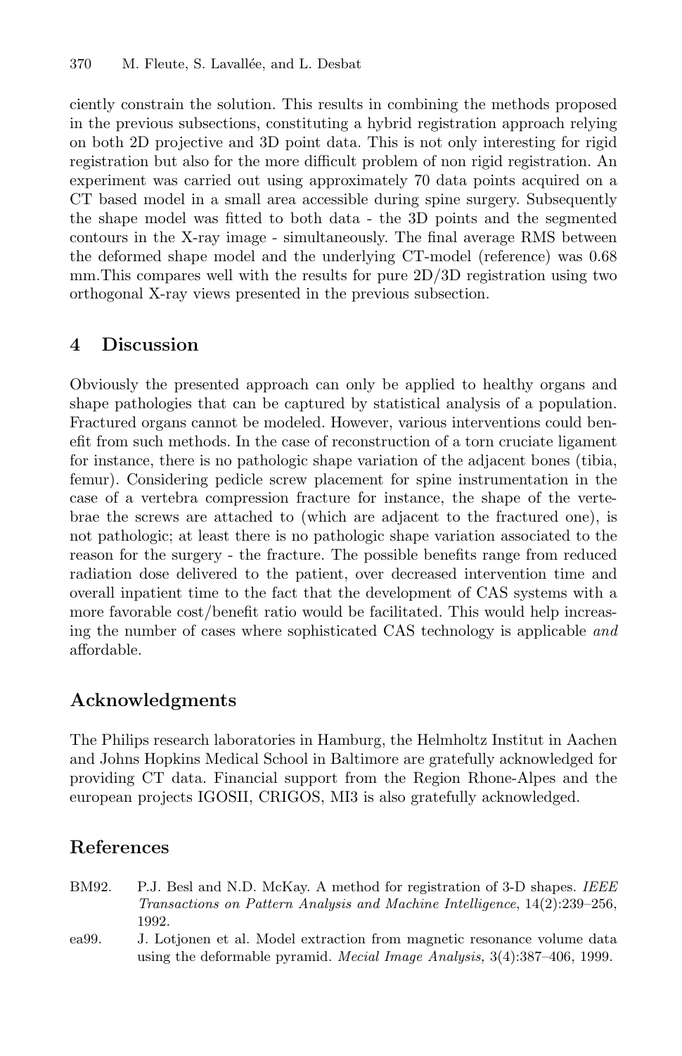ciently constrain the solution. This results in combining the methods proposed in the previous subsections, constituting a hybrid registration approach relying on both 2D projective and 3D point data. This is not only interesting for rigid registration but also for the more difficult problem of non rigid registration. An experiment was carried out using approximately 70 data points acquired on a CT based model in a small area accessible during spine surgery. Subsequently the shape model was fitted to both data - the 3D points and the segmented contours in the X-ray image - simultaneously. The final average RMS between the deformed shape model and the underlying CT-model (reference) was 0.68 mm.This compares well with the results for pure 2D/3D registration using two orthogonal X-ray views presented in the previous subsection.

## 4 Discussion

Obviously the presented approach can only be applied to healthy organs and shape pathologies that can be captured by statistical analysis of a population. Fractured organs cannot be modeled. However, various interventions could benefit from such methods. In the case of reconstruction of a torn cruciate ligament for instance, there is no pathologic shape variation of the adjacent bones (tibia, femur). Considering pedicle screw placement for spine instrumentation in the case of a vertebra compression fracture for instance, the shape of the vertebrae the screws are attached to (which are adjacent to the fractured one), is not pathologic; at least there is no pathologic shape variation associated to the reason for the surgery - the fracture. The possible benefits range from reduced radiation dose delivered to the patient, over decreased intervention time and overall inpatient time to the fact that the development of CAS systems with a more favorable cost/benefit ratio would be facilitated. This would help increasing the number of cases where sophisticated CAS technology is applicable *and* affordable.

## Acknowledgments

The Philips research laboratories in Hamburg, the Helmholtz Institut in Aachen and Johns Hopkins Medical School in Baltimore are gratefully acknowledged for providing CT data. Financial support from the Region Rhone-Alpes and the european projects IGOSII, CRIGOS, MI3 is also gratefully acknowledged.

## References

BM92. P.J. Besl and N.D. McKay. A method for registration of 3-D shapes. *IEEE Transactions on Pattern Analysis and Machine Intelligence*, 14(2):239–256, 1992.

ea99. J. Lotjonen et al. Model extraction from magnetic resonance volume data using the deformable pyramid. *Mecial Image Analysis,* 3(4):387–406, 1999.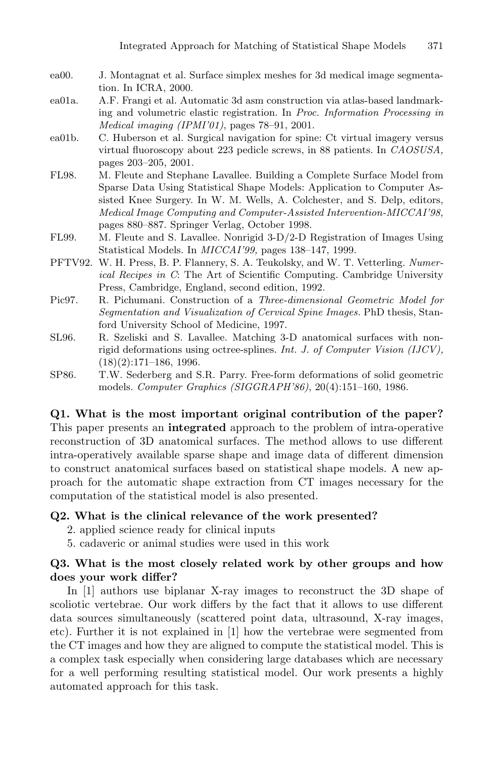ea00. J. Montagnat et al. Surface simplex meshes for 3d medical image segmentation. In ICRA, 2000.

ea01a. A.F. Frangi et al. Automatic 3d asm construction via atlas-based landmarking and volumetric elastic registration. In *Proc. Information Processing in Medical imaging (IPMI'01)*, pages 78–91, 2001.

ea01b. C. Huberson et al. Surgical navigation for spine: Ct virtual imagery versus virtual fluoroscopy about 223 pedicle screws, in 88 patients. In *CAOSUSA,* pages 203–205, 2001.

FL98. M. Fleute and Stephane Lavallee. Building a Complete Surface Model from Sparse Data Using Statistical Shape Models: Application to Computer Assisted Knee Surgery. In W. M. Wells, A. Colchester, and S. Delp, editors, *Medical Image Computing and Computer-Assisted Intervention-MICCAI'98,* pages 880–887. Springer Verlag, October 1998.

FL99. M. Fleute and S. Lavallee. Nonrigid 3-D/2-D Registration of Images Using Statistical Models. In *MICCAI'99,* pages 138–147, 1999.

PFTV92. W. H. Press, B. P. Flannery, S. A. Teukolsky, and W. T. Vetterling. *Numerical Recipes in C*: The Art of Scientific Computing. Cambridge University Press, Cambridge, England, second edition, 1992.

Pic97. R. Pichumani. Construction of a *Three-dimensional Geometric Model for Segmentation and Visualization of Cervical Spine Images.* PhD thesis, Stanford University School of Medicine, 1997.

SL96. R. Szeliski and S. Lavallee. Matching 3-D anatomical surfaces with nonrigid deformations using octree-splines. *Int. J. of Computer Vision (IJCV),* (18)(2):171–186, 1996.

SP86. T.W. Sederberg and S.R. Parry. Free-form deformations of solid geometric models. *Computer Graphics (SIGGRAPH'86)*, 20(4):151–160, 1986.

**Q1. What is the most important original contribution of the paper?**

This paper presents an **integrated** approach to the problem of intra-operative reconstruction of 3D anatomical surfaces. The method allows to use different intra-operatively available sparse shape and image data of different dimension to construct anatomical surfaces based on statistical shape models. A new approach for the automatic shape extraction from CT images necessary for the computation of the statistical model is also presented.

**Q2. What is the clinical relevance of the work presented?**

2. applied science ready for clinical inputs
5. cadaveric or animal studies were used in this work

**Q3. What is the most closely related work by other groups and how does your work differ?**

In [1] authors use biplanar X-ray images to reconstruct the 3D shape of scoliotic vertebrae. Our work differs by the fact that it allows to use different data sources simultaneously (scattered point data, ultrasound, X-ray images, etc). Further it is not explained in [1] how the vertebrae were segmented from the CT images and how they are aligned to compute the statistical model. This is a complex task especially when considering large databases which are necessary for a well performing resulting statistical model. Our work presents a highly automated approach for this task.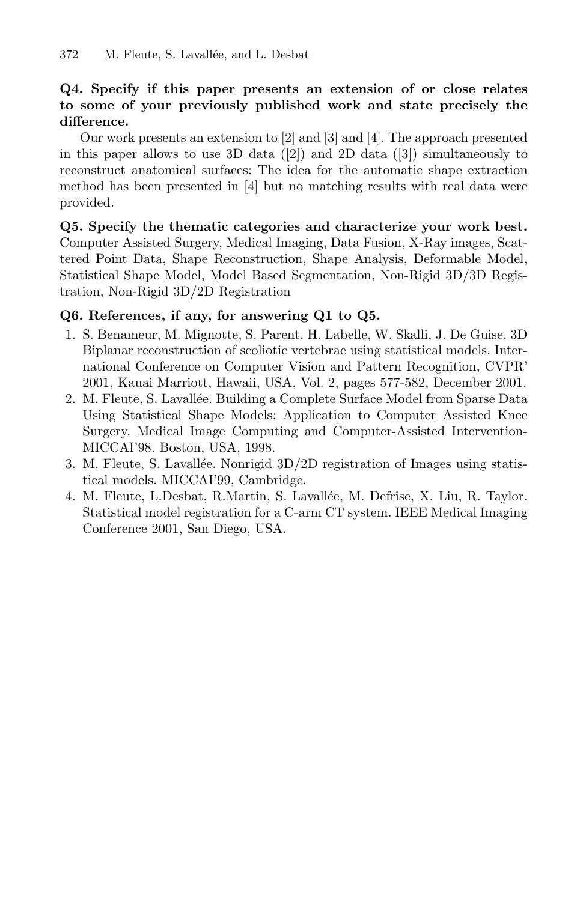**Q4. Specify if this paper presents an extension of or close relates to some of your previously published work and state precisely the difference.**

Our work presents an extension to [2] and [3] and [4]. The approach presented in this paper allows to use 3D data ([2]) and 2D data ([3]) simultaneously to reconstruct anatomical surfaces: The idea for the automatic shape extraction method has been presented in [4] but no matching results with real data were provided.

**Q5. Specify the thematic categories and characterize your work best.** Computer Assisted Surgery, Medical Imaging, Data Fusion, X-Ray images, Scattered Point Data, Shape Reconstruction, Shape Analysis, Deformable Model, Statistical Shape Model, Model Based Segmentation, Non-Rigid 3D/3D Registration, Non-Rigid 3D/2D Registration

**Q6. References, if any, for answering Q1 to Q5.**

1. S. Benameur, M. Mignotte, S. Parent, H. Labelle, W. Skalli, J. De Guise. 3D Biplanar reconstruction of scoliotic vertebrae using statistical models. International Conference on Computer Vision and Pattern Recognition, CVPR' 2001, Kauai Marriott, Hawaii, USA, Vol. 2, pages 577-582, December 2001.
2. M. Fleute, S. Lavallée. Building a Complete Surface Model from Sparse Data Using Statistical Shape Models: Application to Computer Assisted Knee Surgery. Medical Image Computing and Computer-Assisted Intervention-MICCAI'98. Boston, USA, 1998.
3. M. Fleute, S. Lavallée. Nonrigid 3D/2D registration of Images using statistical models. MICCAI'99, Cambridge.
4. M. Fleute, L.Desbat, R.Martin, S. Lavallée, M. Defrise, X. Liu, R. Taylor. Statistical model registration for a C-arm CT system. IEEE Medical Imaging Conference 2001, San Diego, USA.